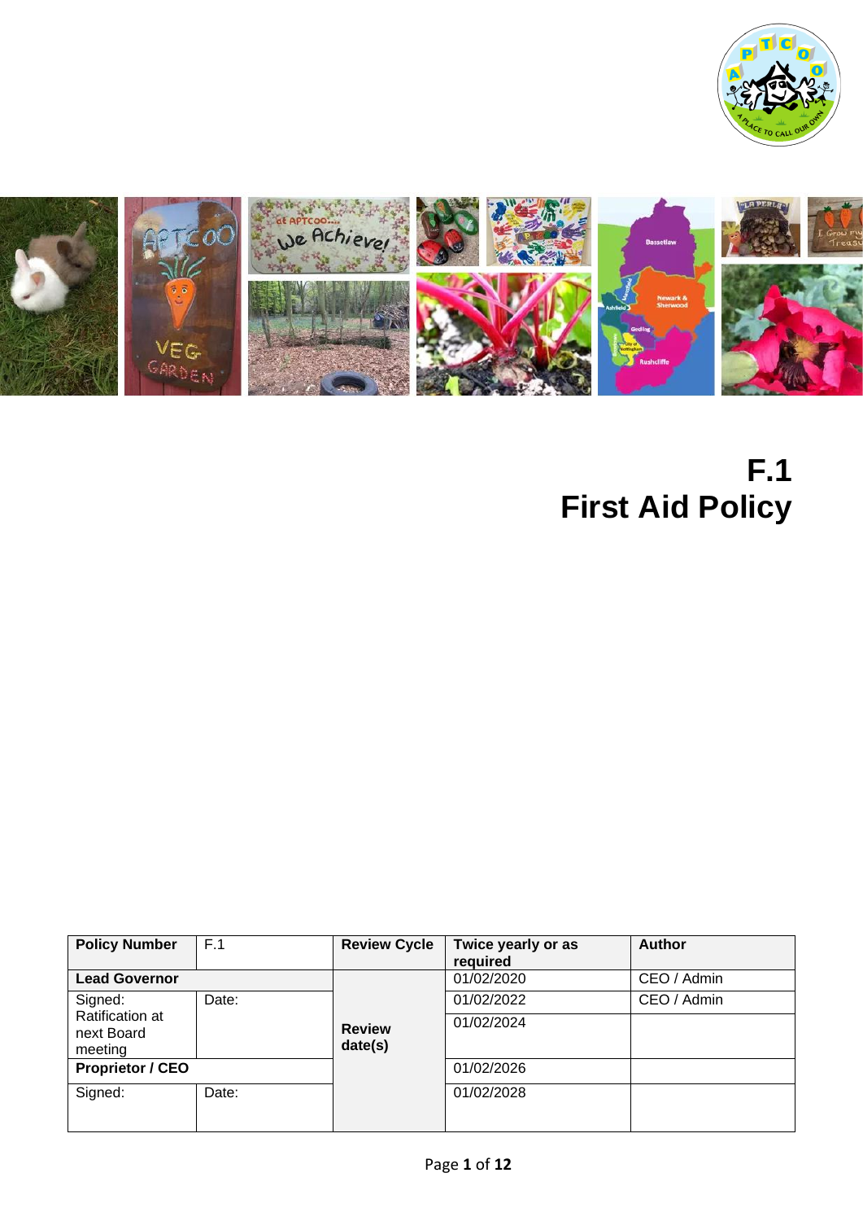# F.1
# First Aid Policy

| Policy Number | F.1 | Review Cycle | Twice yearly or as required | Author |
|---|---|---|---|---|
| **Lead Governor** | | **Review date(s)** | 01/02/2020 | CEO / Admin |
| Signed: Ratification at next Board meeting | Date: | | 01/02/2022 | CEO / Admin |
| | | | 01/02/2024 | |
| **Proprietor / CEO** | | | 01/02/2026 | |
| Signed: | Date: | | 01/02/2028 | |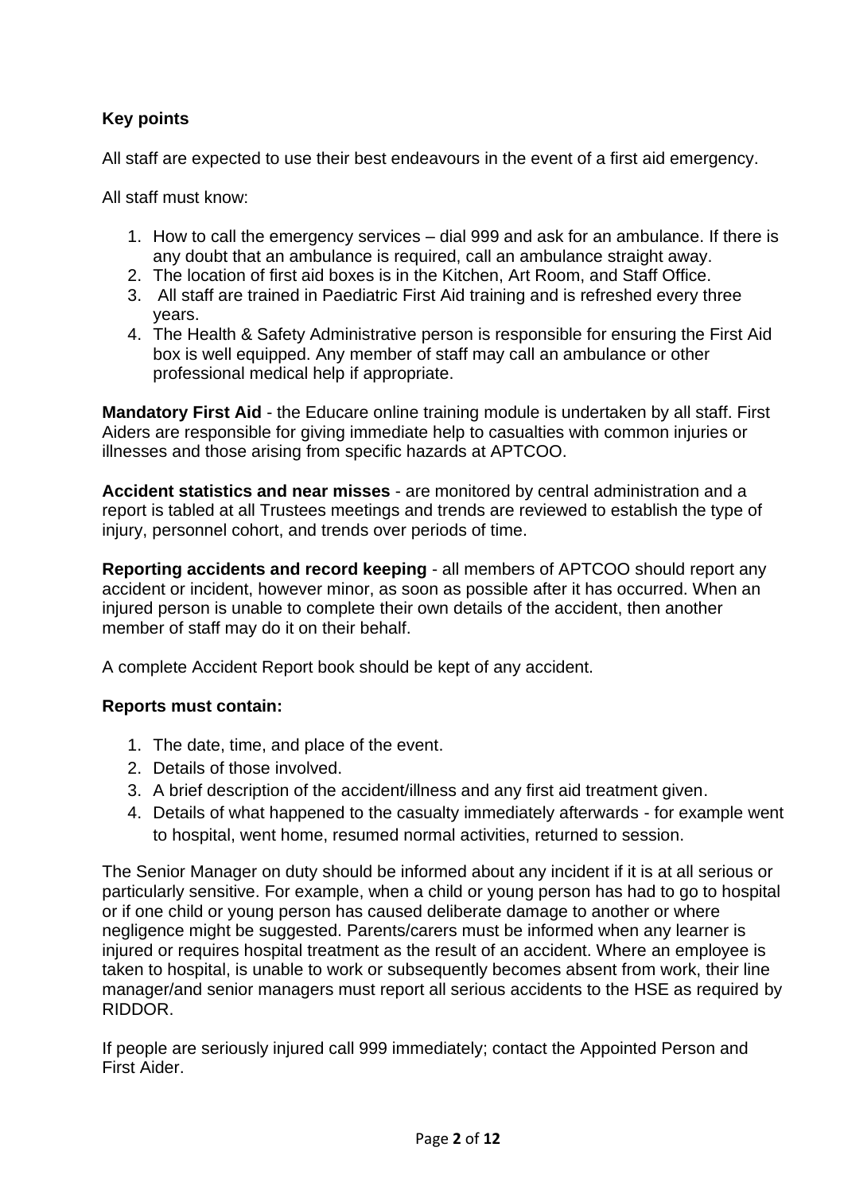**Key points**

All staff are expected to use their best endeavours in the event of a first aid emergency.

All staff must know:

1. How to call the emergency services – dial 999 and ask for an ambulance. If there is any doubt that an ambulance is required, call an ambulance straight away.
2. The location of first aid boxes is in the Kitchen, Art Room, and Staff Office.
3. All staff are trained in Paediatric First Aid training and is refreshed every three years.
4. The Health & Safety Administrative person is responsible for ensuring the First Aid box is well equipped. Any member of staff may call an ambulance or other professional medical help if appropriate.

**Mandatory First Aid** - the Educare online training module is undertaken by all staff. First Aiders are responsible for giving immediate help to casualties with common injuries or illnesses and those arising from specific hazards at APTCOO.

**Accident statistics and near misses** - are monitored by central administration and a report is tabled at all Trustees meetings and trends are reviewed to establish the type of injury, personnel cohort, and trends over periods of time.

**Reporting accidents and record keeping** - all members of APTCOO should report any accident or incident, however minor, as soon as possible after it has occurred. When an injured person is unable to complete their own details of the accident, then another member of staff may do it on their behalf.

A complete Accident Report book should be kept of any accident.

**Reports must contain:**

1. The date, time, and place of the event.
2. Details of those involved.
3. A brief description of the accident/illness and any first aid treatment given.
4. Details of what happened to the casualty immediately afterwards - for example went to hospital, went home, resumed normal activities, returned to session.

The Senior Manager on duty should be informed about any incident if it is at all serious or particularly sensitive. For example, when a child or young person has had to go to hospital or if one child or young person has caused deliberate damage to another or where negligence might be suggested. Parents/carers must be informed when any learner is injured or requires hospital treatment as the result of an accident. Where an employee is taken to hospital, is unable to work or subsequently becomes absent from work, their line manager/and senior managers must report all serious accidents to the HSE as required by RIDDOR.

If people are seriously injured call 999 immediately; contact the Appointed Person and First Aider.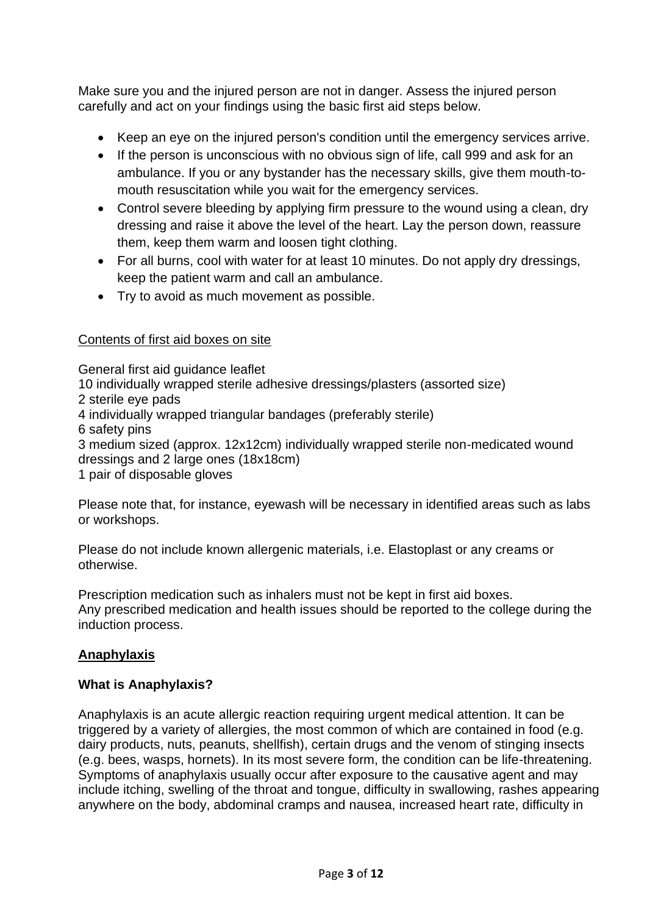Make sure you and the injured person are not in danger. Assess the injured person carefully and act on your findings using the basic first aid steps below.

- Keep an eye on the injured person's condition until the emergency services arrive.
- If the person is unconscious with no obvious sign of life, call 999 and ask for an ambulance. If you or any bystander has the necessary skills, give them mouth-to-mouth resuscitation while you wait for the emergency services.
- Control severe bleeding by applying firm pressure to the wound using a clean, dry dressing and raise it above the level of the heart. Lay the person down, reassure them, keep them warm and loosen tight clothing.
- For all burns, cool with water for at least 10 minutes. Do not apply dry dressings, keep the patient warm and call an ambulance.
- Try to avoid as much movement as possible.

Contents of first aid boxes on site

General first aid guidance leaflet
10 individually wrapped sterile adhesive dressings/plasters (assorted size)
2 sterile eye pads
4 individually wrapped triangular bandages (preferably sterile)
6 safety pins
3 medium sized (approx. 12x12cm) individually wrapped sterile non-medicated wound dressings and 2 large ones (18x18cm)
1 pair of disposable gloves

Please note that, for instance, eyewash will be necessary in identified areas such as labs or workshops.

Please do not include known allergenic materials, i.e. Elastoplast or any creams or otherwise.

Prescription medication such as inhalers must not be kept in first aid boxes.
Any prescribed medication and health issues should be reported to the college during the induction process.

## Anaphylaxis

### What is Anaphylaxis?

Anaphylaxis is an acute allergic reaction requiring urgent medical attention. It can be triggered by a variety of allergies, the most common of which are contained in food (e.g. dairy products, nuts, peanuts, shellfish), certain drugs and the venom of stinging insects (e.g. bees, wasps, hornets). In its most severe form, the condition can be life-threatening. Symptoms of anaphylaxis usually occur after exposure to the causative agent and may include itching, swelling of the throat and tongue, difficulty in swallowing, rashes appearing anywhere on the body, abdominal cramps and nausea, increased heart rate, difficulty in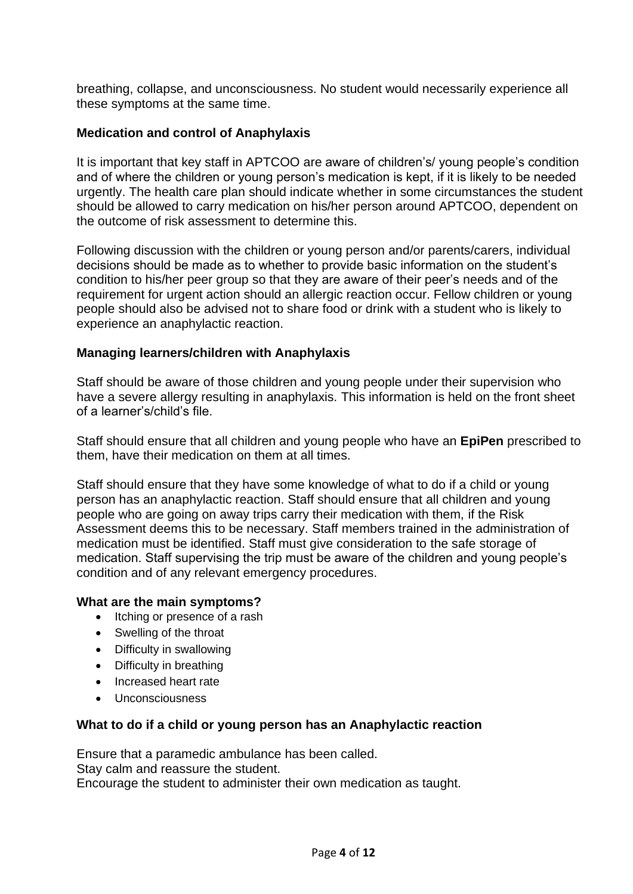breathing, collapse, and unconsciousness. No student would necessarily experience all these symptoms at the same time.

### Medication and control of Anaphylaxis

It is important that key staff in APTCOO are aware of children's/ young people's condition and of where the children or young person's medication is kept, if it is likely to be needed urgently. The health care plan should indicate whether in some circumstances the student should be allowed to carry medication on his/her person around APTCOO, dependent on the outcome of risk assessment to determine this.

Following discussion with the children or young person and/or parents/carers, individual decisions should be made as to whether to provide basic information on the student's condition to his/her peer group so that they are aware of their peer's needs and of the requirement for urgent action should an allergic reaction occur. Fellow children or young people should also be advised not to share food or drink with a student who is likely to experience an anaphylactic reaction.

### Managing learners/children with Anaphylaxis

Staff should be aware of those children and young people under their supervision who have a severe allergy resulting in anaphylaxis. This information is held on the front sheet of a learner's/child's file.

Staff should ensure that all children and young people who have an **EpiPen** prescribed to them, have their medication on them at all times.

Staff should ensure that they have some knowledge of what to do if a child or young person has an anaphylactic reaction. Staff should ensure that all children and young people who are going on away trips carry their medication with them, if the Risk Assessment deems this to be necessary. Staff members trained in the administration of medication must be identified. Staff must give consideration to the safe storage of medication. Staff supervising the trip must be aware of the children and young people's condition and of any relevant emergency procedures.

### What are the main symptoms?

- Itching or presence of a rash
- Swelling of the throat
- Difficulty in swallowing
- Difficulty in breathing
- Increased heart rate
- Unconsciousness

### What to do if a child or young person has an Anaphylactic reaction

Ensure that a paramedic ambulance has been called.
Stay calm and reassure the student.
Encourage the student to administer their own medication as taught.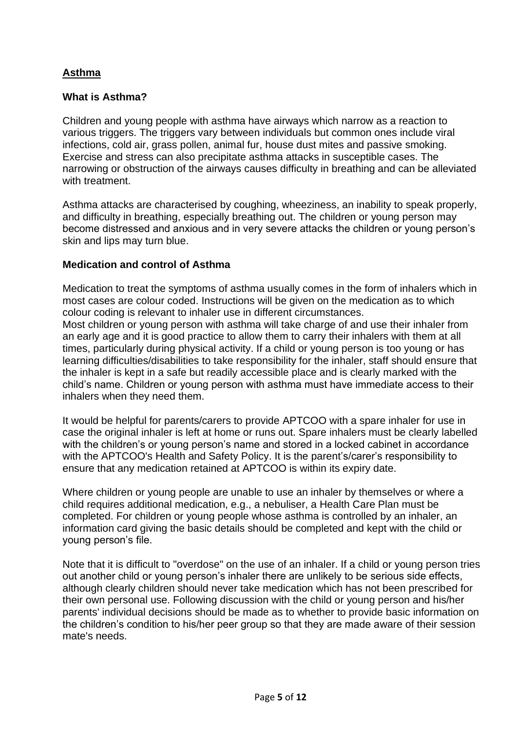## Asthma

### What is Asthma?

Children and young people with asthma have airways which narrow as a reaction to various triggers. The triggers vary between individuals but common ones include viral infections, cold air, grass pollen, animal fur, house dust mites and passive smoking. Exercise and stress can also precipitate asthma attacks in susceptible cases. The narrowing or obstruction of the airways causes difficulty in breathing and can be alleviated with treatment.

Asthma attacks are characterised by coughing, wheeziness, an inability to speak properly, and difficulty in breathing, especially breathing out. The children or young person may become distressed and anxious and in very severe attacks the children or young person's skin and lips may turn blue.

### Medication and control of Asthma

Medication to treat the symptoms of asthma usually comes in the form of inhalers which in most cases are colour coded. Instructions will be given on the medication as to which colour coding is relevant to inhaler use in different circumstances.
Most children or young person with asthma will take charge of and use their inhaler from an early age and it is good practice to allow them to carry their inhalers with them at all times, particularly during physical activity. If a child or young person is too young or has learning difficulties/disabilities to take responsibility for the inhaler, staff should ensure that the inhaler is kept in a safe but readily accessible place and is clearly marked with the child's name. Children or young person with asthma must have immediate access to their inhalers when they need them.

It would be helpful for parents/carers to provide APTCOO with a spare inhaler for use in case the original inhaler is left at home or runs out. Spare inhalers must be clearly labelled with the children's or young person's name and stored in a locked cabinet in accordance with the APTCOO's Health and Safety Policy. It is the parent's/carer's responsibility to ensure that any medication retained at APTCOO is within its expiry date.

Where children or young people are unable to use an inhaler by themselves or where a child requires additional medication, e.g., a nebuliser, a Health Care Plan must be completed. For children or young people whose asthma is controlled by an inhaler, an information card giving the basic details should be completed and kept with the child or young person's file.

Note that it is difficult to "overdose" on the use of an inhaler. If a child or young person tries out another child or young person's inhaler there are unlikely to be serious side effects, although clearly children should never take medication which has not been prescribed for their own personal use. Following discussion with the child or young person and his/her parents' individual decisions should be made as to whether to provide basic information on the children's condition to his/her peer group so that they are made aware of their session mate's needs.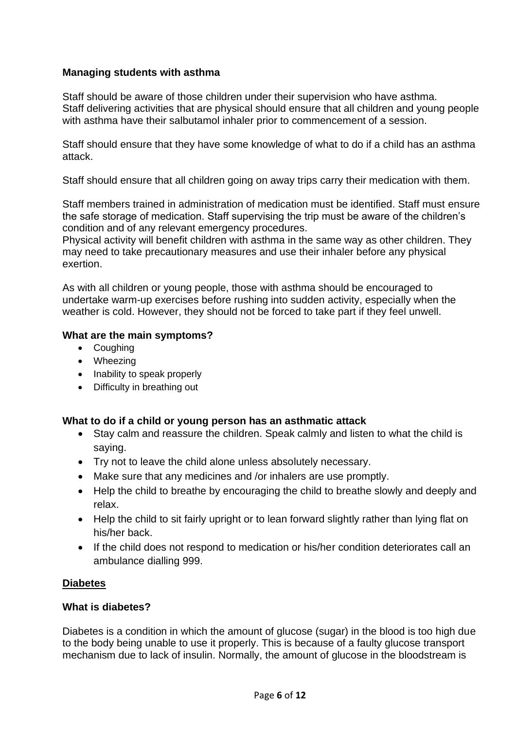**Managing students with asthma**

Staff should be aware of those children under their supervision who have asthma.
Staff delivering activities that are physical should ensure that all children and young people with asthma have their salbutamol inhaler prior to commencement of a session.

Staff should ensure that they have some knowledge of what to do if a child has an asthma attack.

Staff should ensure that all children going on away trips carry their medication with them.

Staff members trained in administration of medication must be identified. Staff must ensure the safe storage of medication. Staff supervising the trip must be aware of the children's condition and of any relevant emergency procedures.
Physical activity will benefit children with asthma in the same way as other children. They may need to take precautionary measures and use their inhaler before any physical exertion.

As with all children or young people, those with asthma should be encouraged to undertake warm-up exercises before rushing into sudden activity, especially when the weather is cold. However, they should not be forced to take part if they feel unwell.

**What are the main symptoms?**

- Coughing
- Wheezing
- Inability to speak properly
- Difficulty in breathing out

**What to do if a child or young person has an asthmatic attack**

- Stay calm and reassure the children. Speak calmly and listen to what the child is saying.
- Try not to leave the child alone unless absolutely necessary.
- Make sure that any medicines and /or inhalers are use promptly.
- Help the child to breathe by encouraging the child to breathe slowly and deeply and relax.
- Help the child to sit fairly upright or to lean forward slightly rather than lying flat on his/her back.
- If the child does not respond to medication or his/her condition deteriorates call an ambulance dialling 999.

**<u>Diabetes</u>**

**What is diabetes?**

Diabetes is a condition in which the amount of glucose (sugar) in the blood is too high due to the body being unable to use it properly. This is because of a faulty glucose transport mechanism due to lack of insulin. Normally, the amount of glucose in the bloodstream is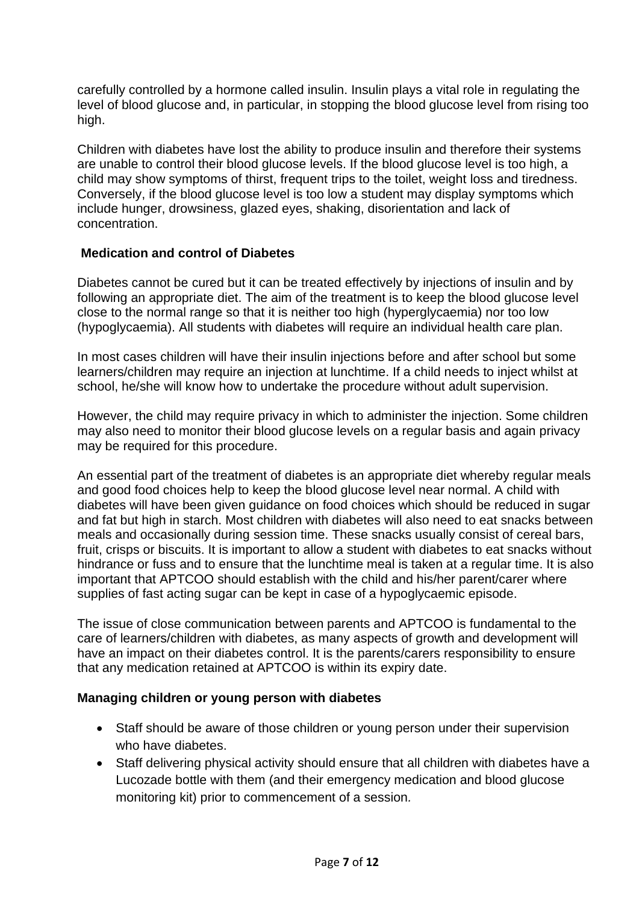carefully controlled by a hormone called insulin. Insulin plays a vital role in regulating the level of blood glucose and, in particular, in stopping the blood glucose level from rising too high.

Children with diabetes have lost the ability to produce insulin and therefore their systems are unable to control their blood glucose levels. If the blood glucose level is too high, a child may show symptoms of thirst, frequent trips to the toilet, weight loss and tiredness. Conversely, if the blood glucose level is too low a student may display symptoms which include hunger, drowsiness, glazed eyes, shaking, disorientation and lack of concentration.

**Medication and control of Diabetes**

Diabetes cannot be cured but it can be treated effectively by injections of insulin and by following an appropriate diet. The aim of the treatment is to keep the blood glucose level close to the normal range so that it is neither too high (hyperglycaemia) nor too low (hypoglycaemia). All students with diabetes will require an individual health care plan.

In most cases children will have their insulin injections before and after school but some learners/children may require an injection at lunchtime. If a child needs to inject whilst at school, he/she will know how to undertake the procedure without adult supervision.

However, the child may require privacy in which to administer the injection. Some children may also need to monitor their blood glucose levels on a regular basis and again privacy may be required for this procedure.

An essential part of the treatment of diabetes is an appropriate diet whereby regular meals and good food choices help to keep the blood glucose level near normal. A child with diabetes will have been given guidance on food choices which should be reduced in sugar and fat but high in starch. Most children with diabetes will also need to eat snacks between meals and occasionally during session time. These snacks usually consist of cereal bars, fruit, crisps or biscuits. It is important to allow a student with diabetes to eat snacks without hindrance or fuss and to ensure that the lunchtime meal is taken at a regular time. It is also important that APTCOO should establish with the child and his/her parent/carer where supplies of fast acting sugar can be kept in case of a hypoglycaemic episode.

The issue of close communication between parents and APTCOO is fundamental to the care of learners/children with diabetes, as many aspects of growth and development will have an impact on their diabetes control. It is the parents/carers responsibility to ensure that any medication retained at APTCOO is within its expiry date.

**Managing children or young person with diabetes**

- Staff should be aware of those children or young person under their supervision who have diabetes.
- Staff delivering physical activity should ensure that all children with diabetes have a Lucozade bottle with them (and their emergency medication and blood glucose monitoring kit) prior to commencement of a session.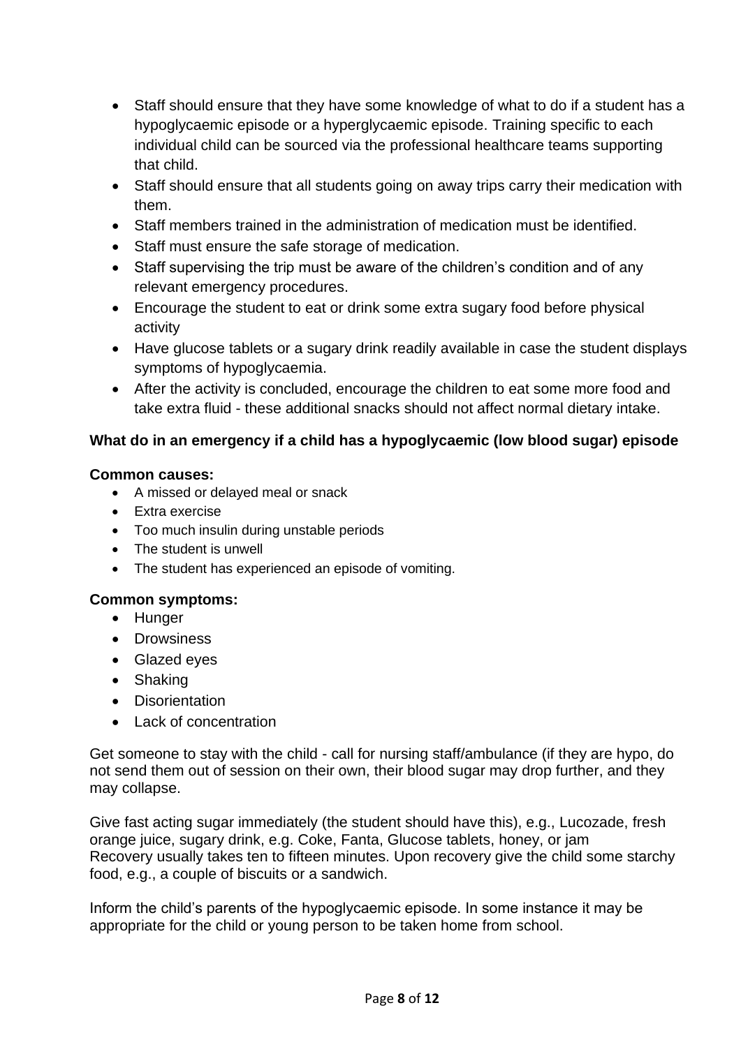- Staff should ensure that they have some knowledge of what to do if a student has a hypoglycaemic episode or a hyperglycaemic episode. Training specific to each individual child can be sourced via the professional healthcare teams supporting that child.
- Staff should ensure that all students going on away trips carry their medication with them.
- Staff members trained in the administration of medication must be identified.
- Staff must ensure the safe storage of medication.
- Staff supervising the trip must be aware of the children's condition and of any relevant emergency procedures.
- Encourage the student to eat or drink some extra sugary food before physical activity
- Have glucose tablets or a sugary drink readily available in case the student displays symptoms of hypoglycaemia.
- After the activity is concluded, encourage the children to eat some more food and take extra fluid - these additional snacks should not affect normal dietary intake.

**What do in an emergency if a child has a hypoglycaemic (low blood sugar) episode**

**Common causes:**

- A missed or delayed meal or snack
- Extra exercise
- Too much insulin during unstable periods
- The student is unwell
- The student has experienced an episode of vomiting.

**Common symptoms:**

- Hunger
- Drowsiness
- Glazed eyes
- Shaking
- Disorientation
- Lack of concentration

Get someone to stay with the child - call for nursing staff/ambulance (if they are hypo, do not send them out of session on their own, their blood sugar may drop further, and they may collapse.

Give fast acting sugar immediately (the student should have this), e.g., Lucozade, fresh orange juice, sugary drink, e.g. Coke, Fanta, Glucose tablets, honey, or jam
Recovery usually takes ten to fifteen minutes. Upon recovery give the child some starchy food, e.g., a couple of biscuits or a sandwich.

Inform the child's parents of the hypoglycaemic episode. In some instance it may be appropriate for the child or young person to be taken home from school.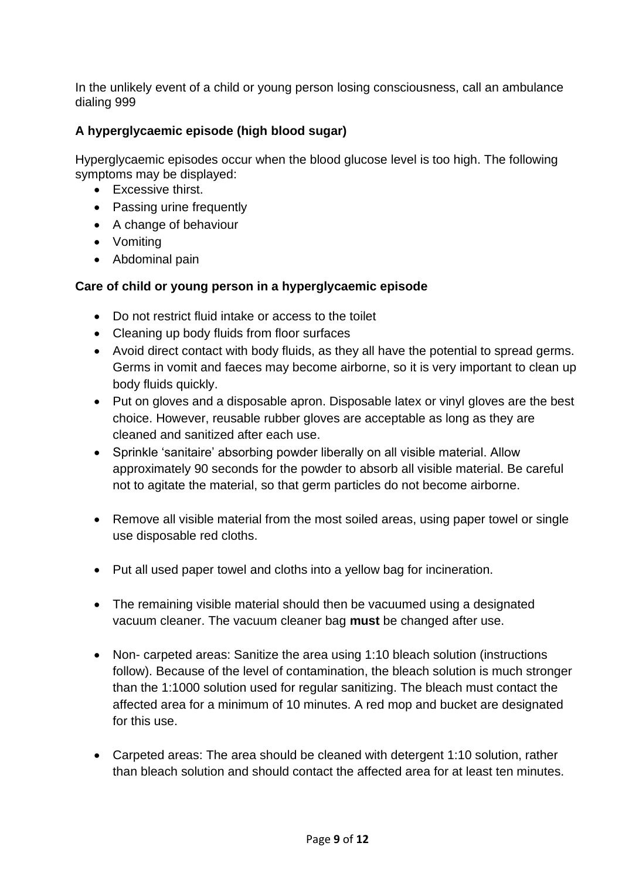In the unlikely event of a child or young person losing consciousness, call an ambulance dialing 999

**A hyperglycaemic episode (high blood sugar)**

Hyperglycaemic episodes occur when the blood glucose level is too high. The following symptoms may be displayed:

- Excessive thirst.
- Passing urine frequently
- A change of behaviour
- Vomiting
- Abdominal pain

**Care of child or young person in a hyperglycaemic episode**

- Do not restrict fluid intake or access to the toilet
- Cleaning up body fluids from floor surfaces
- Avoid direct contact with body fluids, as they all have the potential to spread germs. Germs in vomit and faeces may become airborne, so it is very important to clean up body fluids quickly.
- Put on gloves and a disposable apron. Disposable latex or vinyl gloves are the best choice. However, reusable rubber gloves are acceptable as long as they are cleaned and sanitized after each use.
- Sprinkle 'sanitaire' absorbing powder liberally on all visible material. Allow approximately 90 seconds for the powder to absorb all visible material. Be careful not to agitate the material, so that germ particles do not become airborne.
- Remove all visible material from the most soiled areas, using paper towel or single use disposable red cloths.
- Put all used paper towel and cloths into a yellow bag for incineration.
- The remaining visible material should then be vacuumed using a designated vacuum cleaner. The vacuum cleaner bag **must** be changed after use.
- Non- carpeted areas: Sanitize the area using 1:10 bleach solution (instructions follow). Because of the level of contamination, the bleach solution is much stronger than the 1:1000 solution used for regular sanitizing. The bleach must contact the affected area for a minimum of 10 minutes. A red mop and bucket are designated for this use.
- Carpeted areas: The area should be cleaned with detergent 1:10 solution, rather than bleach solution and should contact the affected area for at least ten minutes.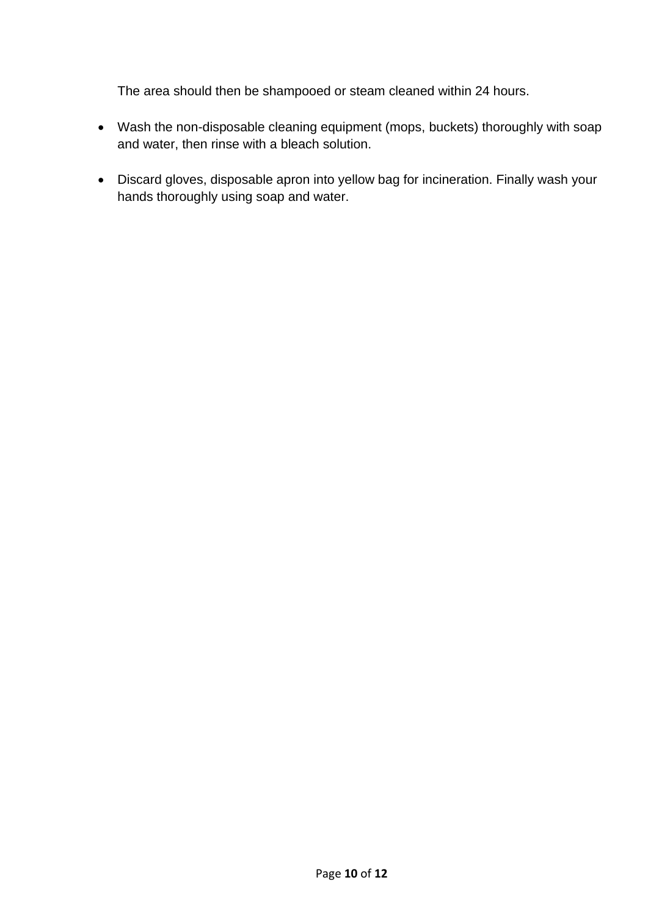The area should then be shampooed or steam cleaned within 24 hours.

- Wash the non-disposable cleaning equipment (mops, buckets) thoroughly with soap and water, then rinse with a bleach solution.

- Discard gloves, disposable apron into yellow bag for incineration. Finally wash your hands thoroughly using soap and water.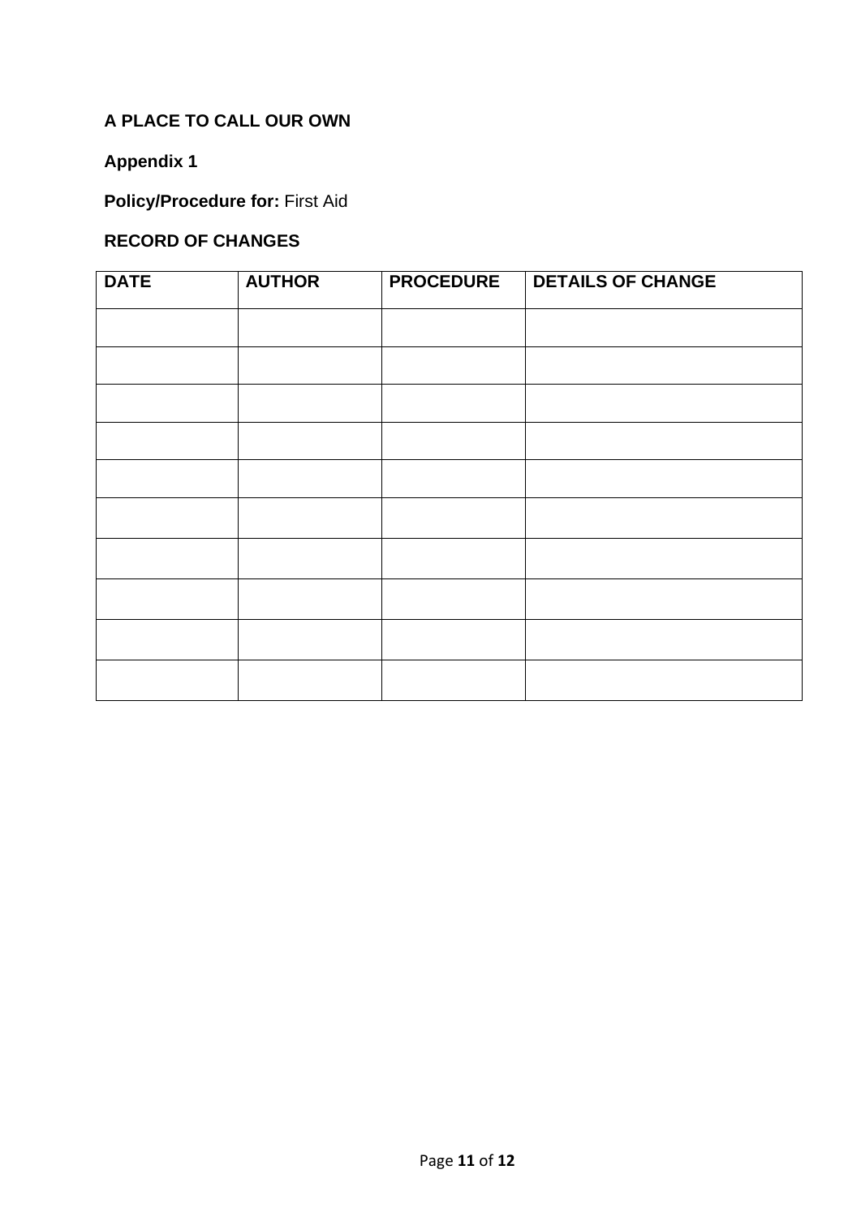**A PLACE TO CALL OUR OWN**

**Appendix 1**

**Policy/Procedure for:** First Aid

**RECORD OF CHANGES**

| DATE | AUTHOR | PROCEDURE | DETAILS OF CHANGE |
|---|---|---|---|
| | | | |
| | | | |
| | | | |
| | | | |
| | | | |
| | | | |
| | | | |
| | | | |
| | | | |
| | | | |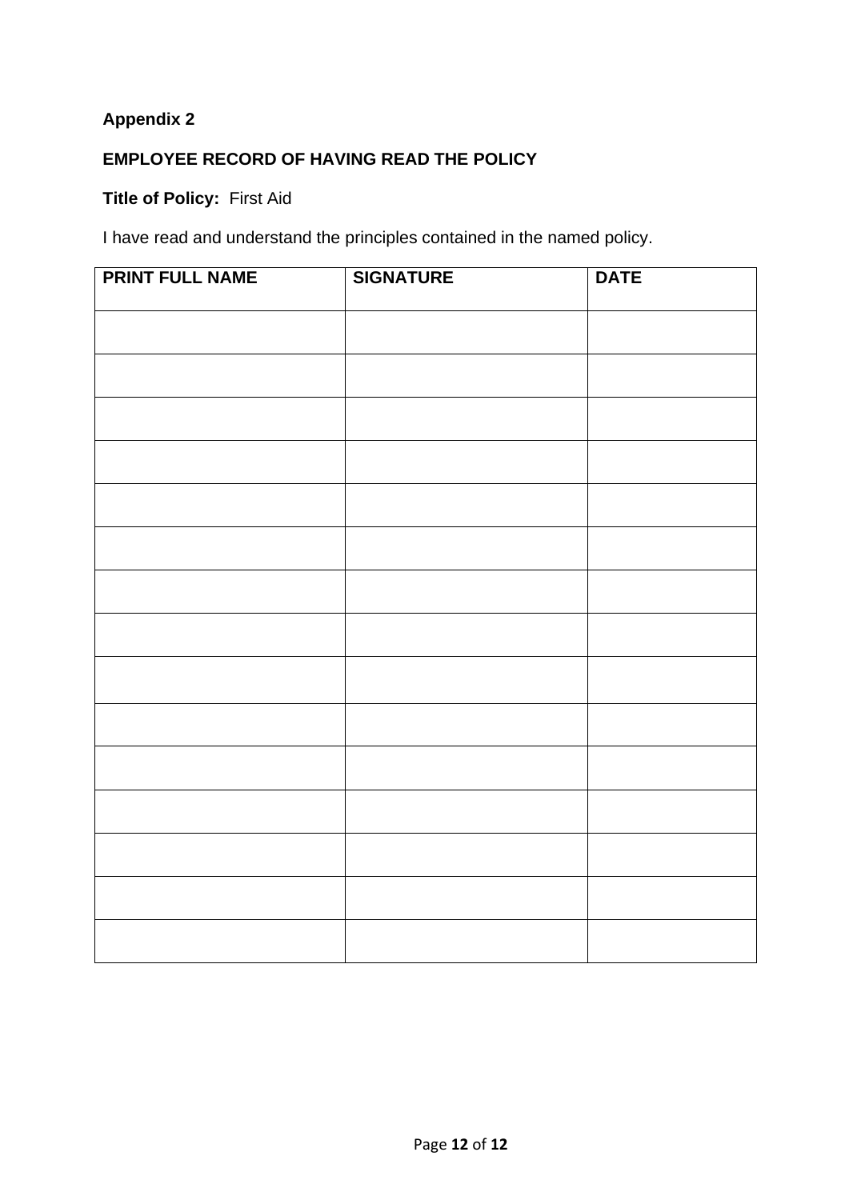**Appendix 2**

**EMPLOYEE RECORD OF HAVING READ THE POLICY**

**Title of Policy:** First Aid

I have read and understand the principles contained in the named policy.

| PRINT FULL NAME | SIGNATURE | DATE |
|---|---|---|
| | | |
| | | |
| | | |
| | | |
| | | |
| | | |
| | | |
| | | |
| | | |
| | | |
| | | |
| | | |
| | | |
| | | |
| | | |